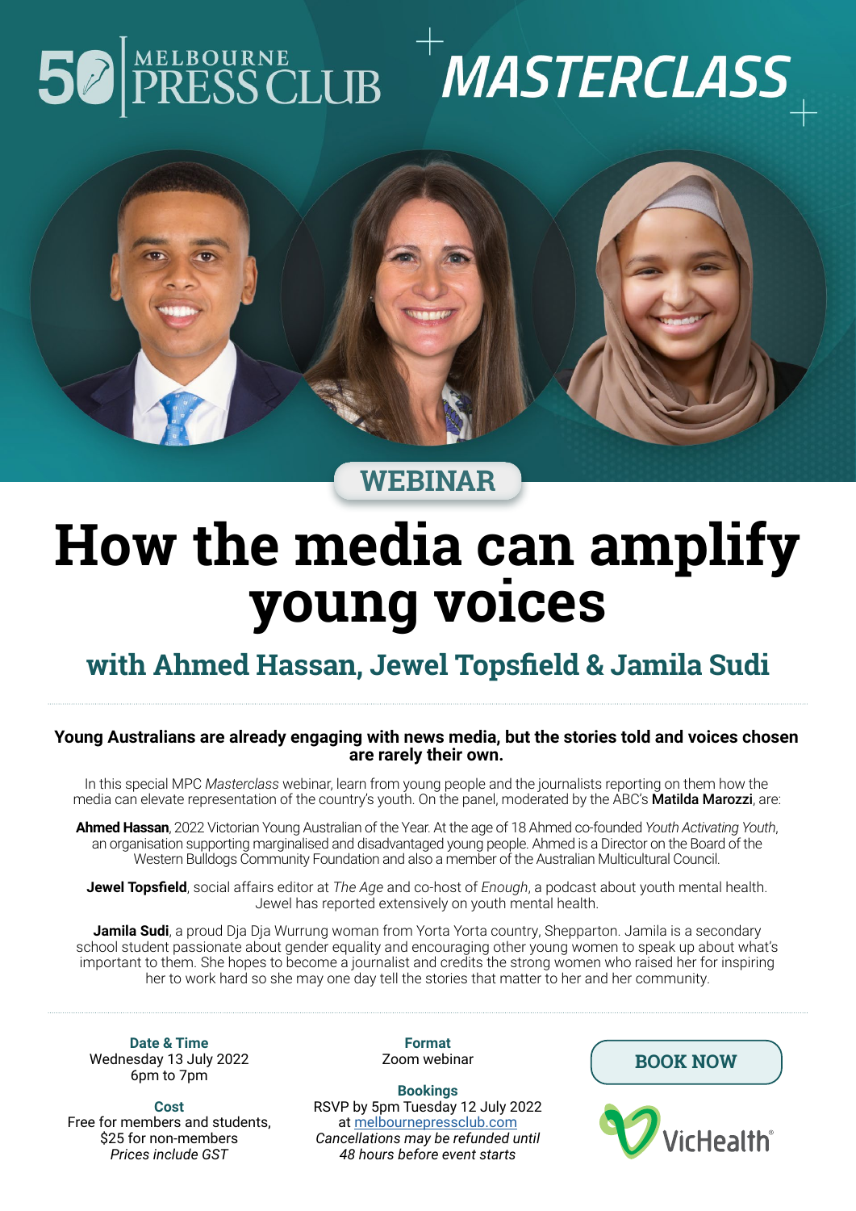50 MELBOURNE PRESS CLUB

# MASTERCLASS

WEBINAR

# How the media can amplify young voices

## with Ahmed Hassan, Jewel Topsfield & Jamila Sudi

**Young Australians are already engaging with news media, but the stories told and voices chosen are rarely their own.**

In this special MPC *Masterclass* webinar, learn from young people and the journalists reporting on them how the media can elevate representation of the country's youth. On the panel, moderated by the ABC's **Matilda Marozzi**, are:

**Ahmed Hassan**, 2022 Victorian Young Australian of the Year. At the age of 18 Ahmed co-founded *Youth Activating Youth*, an organisation supporting marginalised and disadvantaged young people. Ahmed is a Director on the Board of the Western Bulldogs Community Foundation and also a member of the Australian Multicultural Council.

**Jewel Topsfield**, social affairs editor at *The Age* and co-host of *Enough*, a podcast about youth mental health. Jewel has reported extensively on youth mental health.

**Jamila Sudi**, a proud Dja Dja Wurrung woman from Yorta Yorta country, Shepparton. Jamila is a secondary school student passionate about gender equality and encouraging other young women to speak up about what's important to them. She hopes to become a journalist and credits the strong women who raised her for inspiring her to work hard so she may one day tell the stories that matter to her and her community.

**Date & Time**
Wednesday 13 July 2022
6pm to 7pm

**Cost**
Free for members and students,
$25 for non-members
*Prices include GST*

**Format**
Zoom webinar

**Bookings**
RSVP by 5pm Tuesday 12 July 2022
at melbournepressclub.com
*Cancellations may be refunded until 48 hours before event starts*

**BOOK NOW**

VicHealth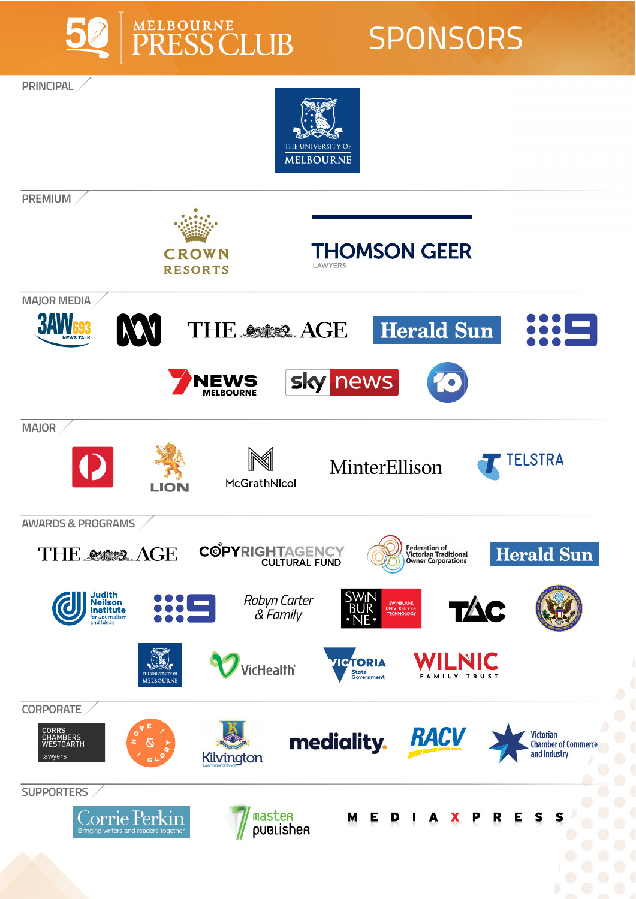# 50 MELBOURNE PRESS CLUB SPONSORS

## PRINCIPAL

THE UNIVERSITY OF MELBOURNE

## PREMIUM

CROWN RESORTS

THOMSON GEER LAWYERS

## MAJOR MEDIA

3AW 693 NEWS TALK

THE AGE

Herald Sun

7NEWS MELBOURNE

sky news

## MAJOR

LION

McGrathNicol

MinterEllison

TELSTRA

## AWARDS & PROGRAMS

THE AGE

COPYRIGHT AGENCY CULTURAL FUND

Federation of Victorian Traditional Owner Corporations

Herald Sun

Judith Neilson Institute for Journalism and Ideas

Robyn Carter & Family

SWINBURNE UNIVERSITY OF TECHNOLOGY

TAC

THE UNIVERSITY OF MELBOURNE

VicHealth

VICTORIA State Government

WILNIC FAMILY TRUST

## CORPORATE

CORRS CHAMBERS WESTGARTH lawyers

HOPE & GLORY

Kilvington Grammar School

mediality.

RACV

Victorian Chamber of Commerce and Industry

## SUPPORTERS

Corrie Perkin Bringing writers and readers together

master publisher

MEDIAXPRESS